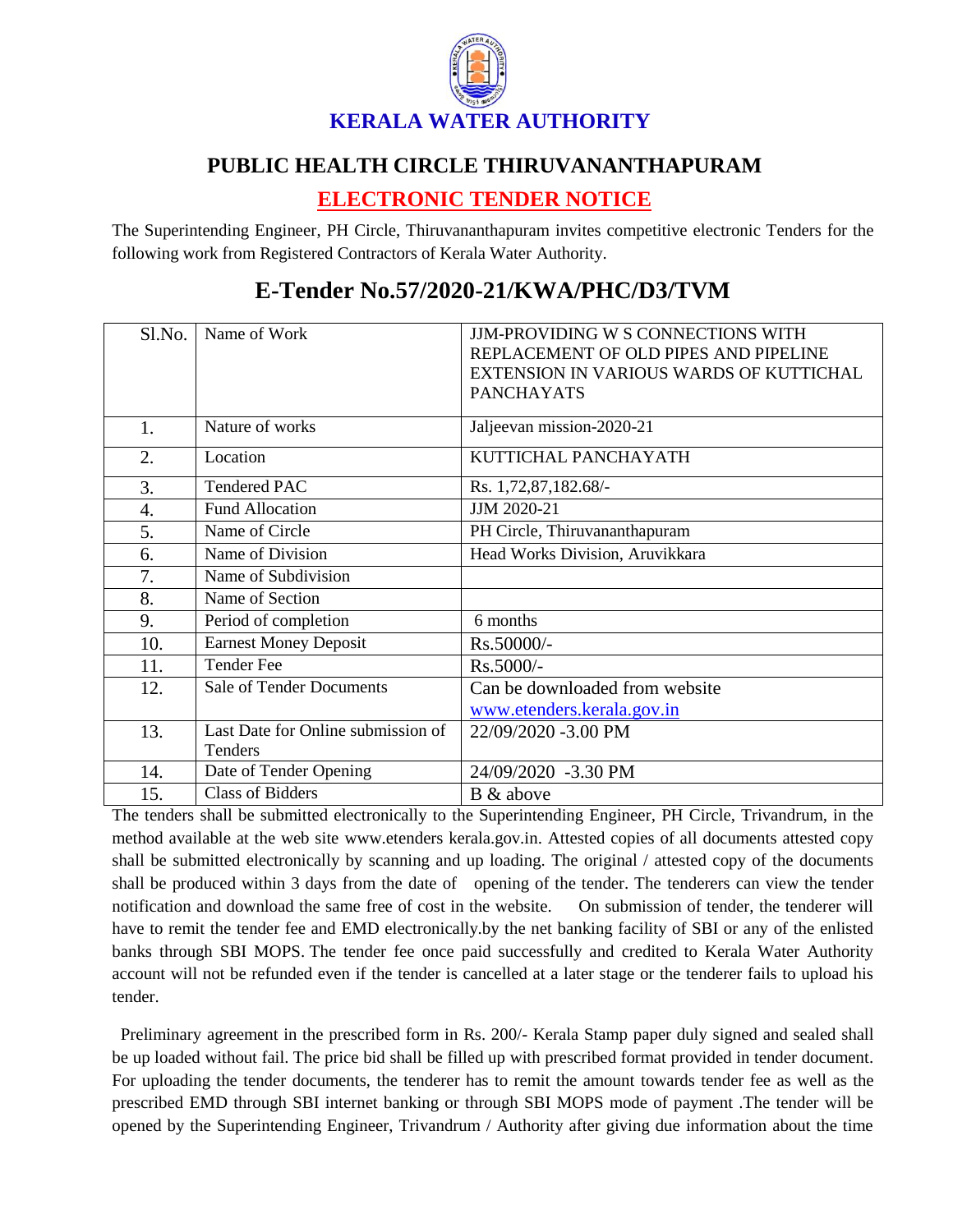# KERALA WATER AUTHORITY

## PUBLIC HEALTH CIRCLE THIRUVANANTHAPURAM

## ELECTRONIC TENDER NOTICE

The Superintending Engineer, PH Circle, Thiruvananthapuram invites competitive electronic Tenders for the following work from Registered Contractors of Kerala Water Authority.

## E-Tender No.57/2020-21/KWA/PHC/D3/TVM

| Sl.No. | Name of Work | JJM-PROVIDING W S CONNECTIONS WITH REPLACEMENT OF OLD PIPES AND PIPELINE EXTENSION IN VARIOUS WARDS OF KUTTICHAL PANCHAYATS |
|---|---|---|
| 1. | Nature of works | Jaljeevan mission-2020-21 |
| 2. | Location | KUTTICHAL PANCHAYATH |
| 3. | Tendered PAC | Rs. 1,72,87,182.68/- |
| 4. | Fund Allocation | JJM 2020-21 |
| 5. | Name of Circle | PH Circle, Thiruvananthapuram |
| 6. | Name of Division | Head Works Division, Aruvikkara |
| 7. | Name of Subdivision | |
| 8. | Name of Section | |
| 9. | Period of completion | 6 months |
| 10. | Earnest Money Deposit | Rs.50000/- |
| 11. | Tender Fee | Rs.5000/- |
| 12. | Sale of Tender Documents | Can be downloaded from website www.etenders.kerala.gov.in |
| 13. | Last Date for Online submission of Tenders | 22/09/2020 -3.00 PM |
| 14. | Date of Tender Opening | 24/09/2020 -3.30 PM |
| 15. | Class of Bidders | B & above |

The tenders shall be submitted electronically to the Superintending Engineer, PH Circle, Trivandrum, in the method available at the web site www.etenders kerala.gov.in. Attested copies of all documents attested copy shall be submitted electronically by scanning and up loading. The original / attested copy of the documents shall be produced within 3 days from the date of opening of the tender. The tenderers can view the tender notification and download the same free of cost in the website. On submission of tender, the tenderer will have to remit the tender fee and EMD electronically.by the net banking facility of SBI or any of the enlisted banks through SBI MOPS. The tender fee once paid successfully and credited to Kerala Water Authority account will not be refunded even if the tender is cancelled at a later stage or the tenderer fails to upload his tender.

Preliminary agreement in the prescribed form in Rs. 200/- Kerala Stamp paper duly signed and sealed shall be up loaded without fail. The price bid shall be filled up with prescribed format provided in tender document. For uploading the tender documents, the tenderer has to remit the amount towards tender fee as well as the prescribed EMD through SBI internet banking or through SBI MOPS mode of payment .The tender will be opened by the Superintending Engineer, Trivandrum / Authority after giving due information about the time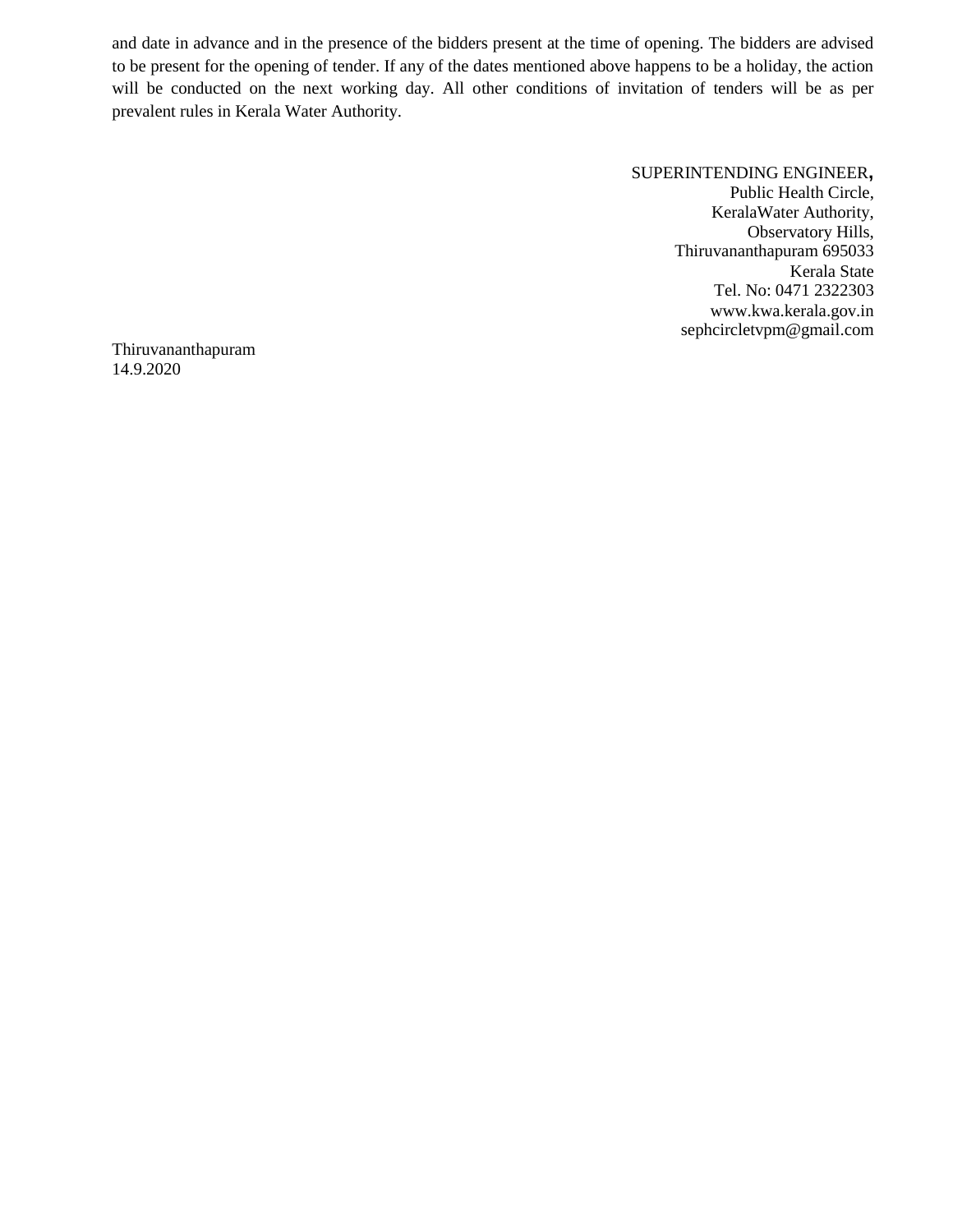and date in advance and in the presence of the bidders present at the time of opening. The bidders are advised to be present for the opening of tender. If any of the dates mentioned above happens to be a holiday, the action will be conducted on the next working day. All other conditions of invitation of tenders will be as per prevalent rules in Kerala Water Authority.

SUPERINTENDING ENGINEER,
Public Health Circle,
KeralaWater Authority,
Observatory Hills,
Thiruvananthapuram 695033
Kerala State
Tel. No: 0471 2322303
www.kwa.kerala.gov.in
sephcircletvpm@gmail.com

Thiruvananthapuram
14.9.2020